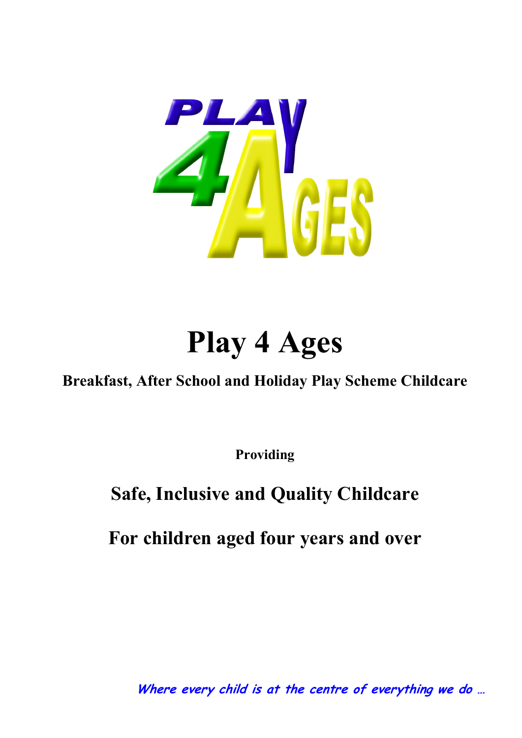# Play 4 Ages

**Breakfast, After School and Holiday Play Scheme Childcare**

**Providing**

## Safe, Inclusive and Quality Childcare

## For children aged four years and over

*Where every child is at the centre of everything we do …*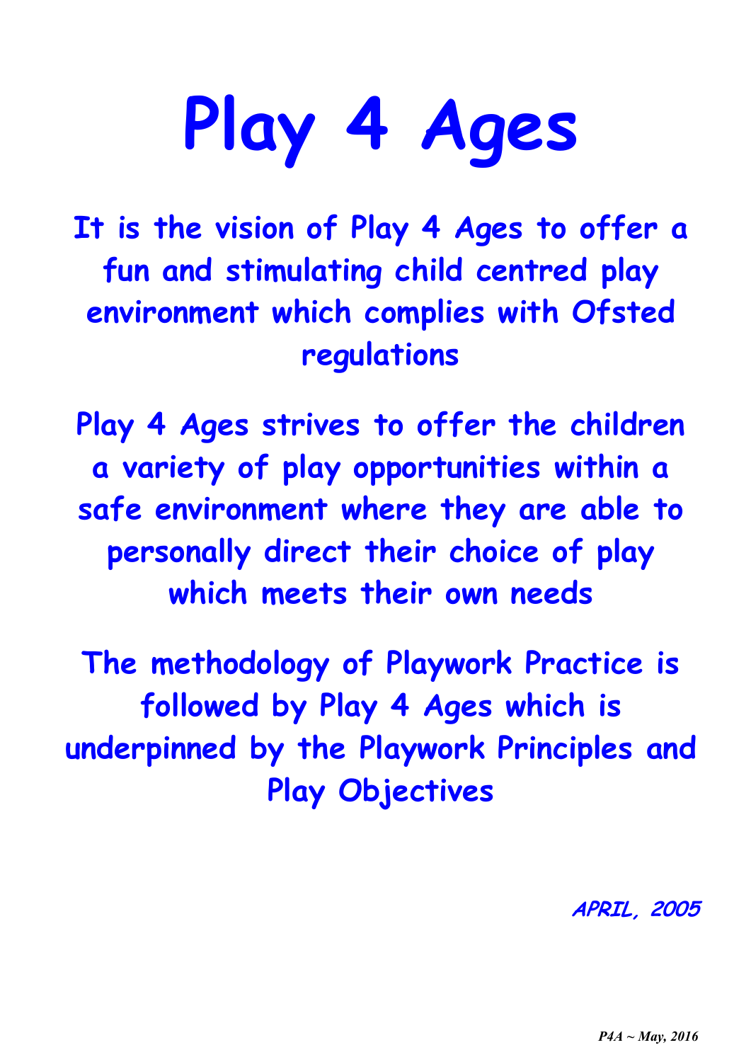# Play 4 Ages

**It is the vision of Play 4 Ages to offer a fun and stimulating child centred play environment which complies with Ofsted regulations**

**Play 4 Ages strives to offer the children a variety of play opportunities within a safe environment where they are able to personally direct their choice of play which meets their own needs**

**The methodology of Playwork Practice is followed by Play 4 Ages which is underpinned by the Playwork Principles and Play Objectives**

***APRIL, 2005***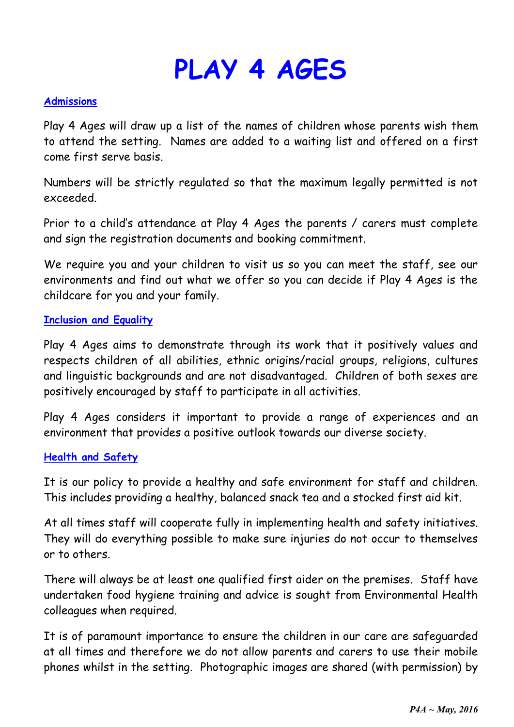# PLAY 4 AGES

## Admissions

Play 4 Ages will draw up a list of the names of children whose parents wish them to attend the setting. Names are added to a waiting list and offered on a first come first serve basis.

Numbers will be strictly regulated so that the maximum legally permitted is not exceeded.

Prior to a child's attendance at Play 4 Ages the parents / carers must complete and sign the registration documents and booking commitment.

We require you and your children to visit us so you can meet the staff, see our environments and find out what we offer so you can decide if Play 4 Ages is the childcare for you and your family.

## Inclusion and Equality

Play 4 Ages aims to demonstrate through its work that it positively values and respects children of all abilities, ethnic origins/racial groups, religions, cultures and linguistic backgrounds and are not disadvantaged. Children of both sexes are positively encouraged by staff to participate in all activities.

Play 4 Ages considers it important to provide a range of experiences and an environment that provides a positive outlook towards our diverse society.

## Health and Safety

It is our policy to provide a healthy and safe environment for staff and children. This includes providing a healthy, balanced snack tea and a stocked first aid kit.

At all times staff will cooperate fully in implementing health and safety initiatives. They will do everything possible to make sure injuries do not occur to themselves or to others.

There will always be at least one qualified first aider on the premises. Staff have undertaken food hygiene training and advice is sought from Environmental Health colleagues when required.

It is of paramount importance to ensure the children in our care are safeguarded at all times and therefore we do not allow parents and carers to use their mobile phones whilst in the setting. Photographic images are shared (with permission) by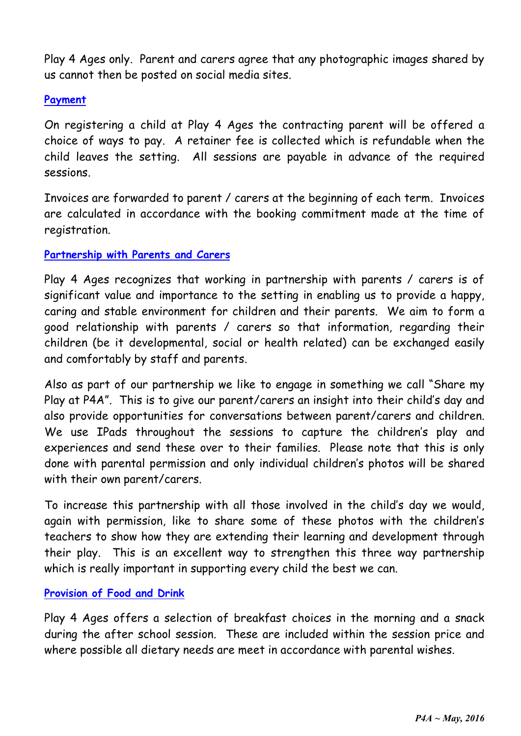Play 4 Ages only. Parent and carers agree that any photographic images shared by us cannot then be posted on social media sites.

## Payment

On registering a child at Play 4 Ages the contracting parent will be offered a choice of ways to pay. A retainer fee is collected which is refundable when the child leaves the setting. All sessions are payable in advance of the required sessions.

Invoices are forwarded to parent / carers at the beginning of each term. Invoices are calculated in accordance with the booking commitment made at the time of registration.

## Partnership with Parents and Carers

Play 4 Ages recognizes that working in partnership with parents / carers is of significant value and importance to the setting in enabling us to provide a happy, caring and stable environment for children and their parents. We aim to form a good relationship with parents / carers so that information, regarding their children (be it developmental, social or health related) can be exchanged easily and comfortably by staff and parents.

Also as part of our partnership we like to engage in something we call "Share my Play at P4A". This is to give our parent/carers an insight into their child's day and also provide opportunities for conversations between parent/carers and children. We use IPads throughout the sessions to capture the children's play and experiences and send these over to their families. Please note that this is only done with parental permission and only individual children's photos will be shared with their own parent/carers.

To increase this partnership with all those involved in the child's day we would, again with permission, like to share some of these photos with the children's teachers to show how they are extending their learning and development through their play. This is an excellent way to strengthen this three way partnership which is really important in supporting every child the best we can.

## Provision of Food and Drink

Play 4 Ages offers a selection of breakfast choices in the morning and a snack during the after school session. These are included within the session price and where possible all dietary needs are meet in accordance with parental wishes.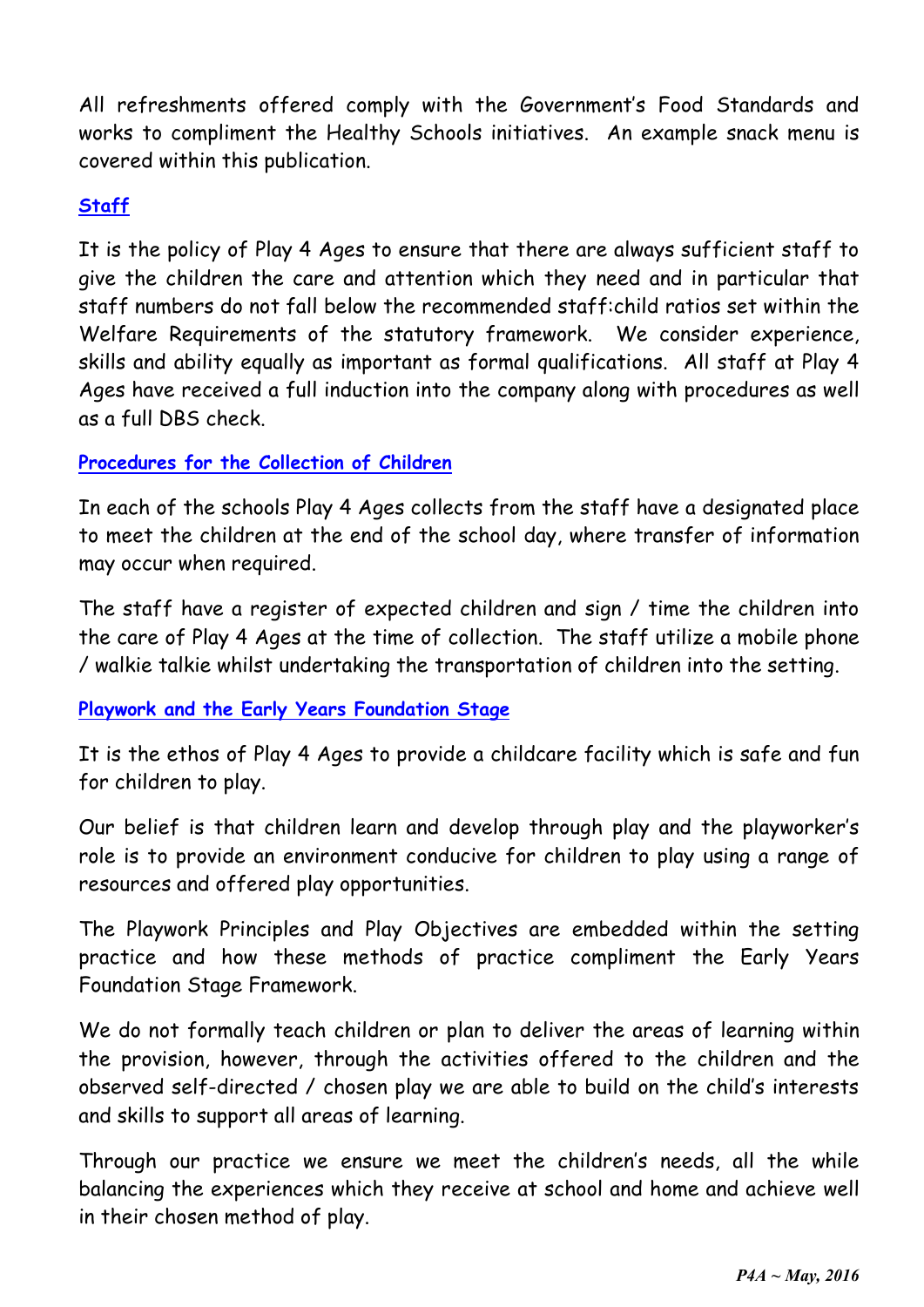All refreshments offered comply with the Government's Food Standards and works to compliment the Healthy Schools initiatives. An example snack menu is covered within this publication.

## Staff

It is the policy of Play 4 Ages to ensure that there are always sufficient staff to give the children the care and attention which they need and in particular that staff numbers do not fall below the recommended staff:child ratios set within the Welfare Requirements of the statutory framework. We consider experience, skills and ability equally as important as formal qualifications. All staff at Play 4 Ages have received a full induction into the company along with procedures as well as a full DBS check.

## Procedures for the Collection of Children

In each of the schools Play 4 Ages collects from the staff have a designated place to meet the children at the end of the school day, where transfer of information may occur when required.

The staff have a register of expected children and sign / time the children into the care of Play 4 Ages at the time of collection. The staff utilize a mobile phone / walkie talkie whilst undertaking the transportation of children into the setting.

## Playwork and the Early Years Foundation Stage

It is the ethos of Play 4 Ages to provide a childcare facility which is safe and fun for children to play.

Our belief is that children learn and develop through play and the playworker's role is to provide an environment conducive for children to play using a range of resources and offered play opportunities.

The Playwork Principles and Play Objectives are embedded within the setting practice and how these methods of practice compliment the Early Years Foundation Stage Framework.

We do not formally teach children or plan to deliver the areas of learning within the provision, however, through the activities offered to the children and the observed self-directed / chosen play we are able to build on the child's interests and skills to support all areas of learning.

Through our practice we ensure we meet the children's needs, all the while balancing the experiences which they receive at school and home and achieve well in their chosen method of play.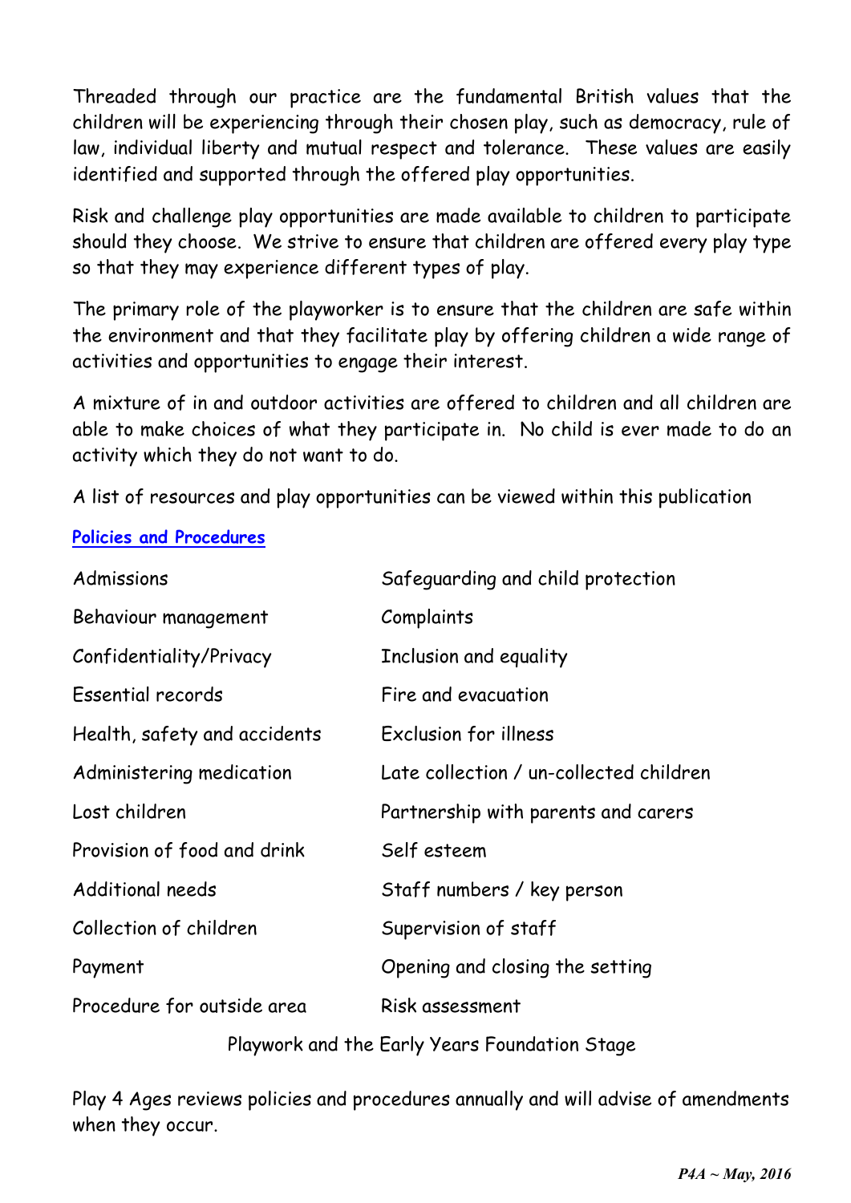Threaded through our practice are the fundamental British values that the children will be experiencing through their chosen play, such as democracy, rule of law, individual liberty and mutual respect and tolerance. These values are easily identified and supported through the offered play opportunities.

Risk and challenge play opportunities are made available to children to participate should they choose. We strive to ensure that children are offered every play type so that they may experience different types of play.

The primary role of the playworker is to ensure that the children are safe within the environment and that they facilitate play by offering children a wide range of activities and opportunities to engage their interest.

A mixture of in and outdoor activities are offered to children and all children are able to make choices of what they participate in. No child is ever made to do an activity which they do not want to do.

A list of resources and play opportunities can be viewed within this publication

## Policies and Procedures

| | |
|---|---|
| Admissions | Safeguarding and child protection |
| Behaviour management | Complaints |
| Confidentiality/Privacy | Inclusion and equality |
| Essential records | Fire and evacuation |
| Health, safety and accidents | Exclusion for illness |
| Administering medication | Late collection / un-collected children |
| Lost children | Partnership with parents and carers |
| Provision of food and drink | Self esteem |
| Additional needs | Staff numbers / key person |
| Collection of children | Supervision of staff |
| Payment | Opening and closing the setting |
| Procedure for outside area | Risk assessment |

Playwork and the Early Years Foundation Stage

Play 4 Ages reviews policies and procedures annually and will advise of amendments when they occur.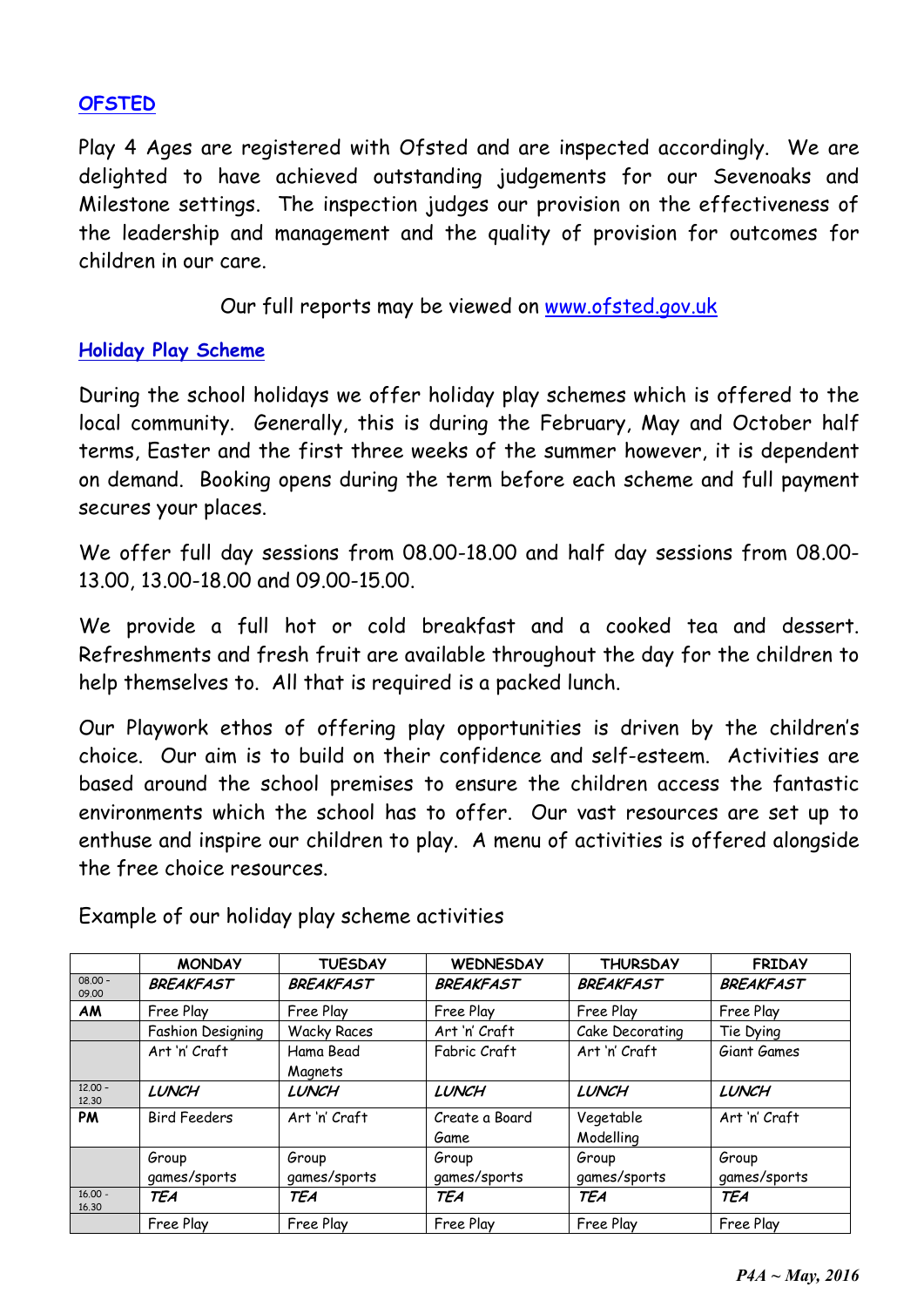## OFSTED

Play 4 Ages are registered with Ofsted and are inspected accordingly. We are delighted to have achieved outstanding judgements for our Sevenoaks and Milestone settings. The inspection judges our provision on the effectiveness of the leadership and management and the quality of provision for outcomes for children in our care.

Our full reports may be viewed on www.ofsted.gov.uk

## Holiday Play Scheme

During the school holidays we offer holiday play schemes which is offered to the local community. Generally, this is during the February, May and October half terms, Easter and the first three weeks of the summer however, it is dependent on demand. Booking opens during the term before each scheme and full payment secures your places.

We offer full day sessions from 08.00-18.00 and half day sessions from 08.00-13.00, 13.00-18.00 and 09.00-15.00.

We provide a full hot or cold breakfast and a cooked tea and dessert. Refreshments and fresh fruit are available throughout the day for the children to help themselves to. All that is required is a packed lunch.

Our Playwork ethos of offering play opportunities is driven by the children's choice. Our aim is to build on their confidence and self-esteem. Activities are based around the school premises to ensure the children access the fantastic environments which the school has to offer. Our vast resources are set up to enthuse and inspire our children to play. A menu of activities is offered alongside the free choice resources.

Example of our holiday play scheme activities

| | MONDAY | TUESDAY | WEDNESDAY | THURSDAY | FRIDAY |
|---|---|---|---|---|---|
| 08.00 - 09.00 | *BREAKFAST* | *BREAKFAST* | *BREAKFAST* | *BREAKFAST* | *BREAKFAST* |
| **AM** | Free Play | Free Play | Free Play | Free Play | Free Play |
| | Fashion Designing | Wacky Races | Art 'n' Craft | Cake Decorating | Tie Dying |
| | Art 'n' Craft | Hama Bead Magnets | Fabric Craft | Art 'n' Craft | Giant Games |
| 12.00 - 12.30 | *LUNCH* | *LUNCH* | *LUNCH* | *LUNCH* | *LUNCH* |
| **PM** | Bird Feeders | Art 'n' Craft | Create a Board Game | Vegetable Modelling | Art 'n' Craft |
| | Group games/sports | Group games/sports | Group games/sports | Group games/sports | Group games/sports |
| 16.00 - 16.30 | *TEA* | *TEA* | *TEA* | *TEA* | *TEA* |
| | Free Play | Free Play | Free Play | Free Play | Free Play |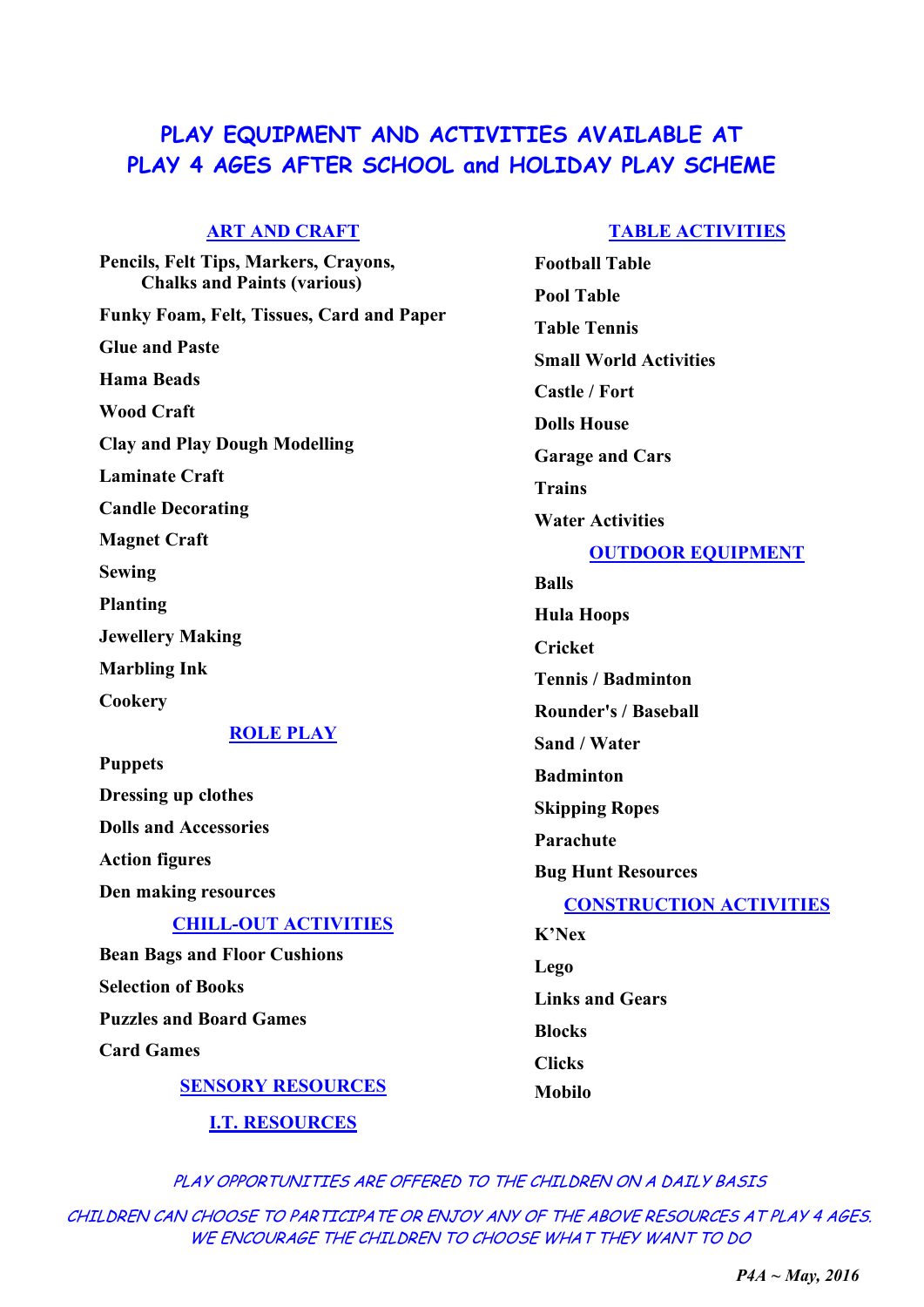# PLAY EQUIPMENT AND ACTIVITIES AVAILABLE AT PLAY 4 AGES AFTER SCHOOL and HOLIDAY PLAY SCHEME

## ART AND CRAFT

**Pencils, Felt Tips, Markers, Crayons, Chalks and Paints (various)**

**Funky Foam, Felt, Tissues, Card and Paper**

**Glue and Paste**

**Hama Beads**

**Wood Craft**

**Clay and Play Dough Modelling**

**Laminate Craft**

**Candle Decorating**

**Magnet Craft**

**Sewing**

**Planting**

**Jewellery Making**

**Marbling Ink**

**Cookery**

## ROLE PLAY

**Puppets**

**Dressing up clothes**

**Dolls and Accessories**

**Action figures**

**Den making resources**

## CHILL-OUT ACTIVITIES

**Bean Bags and Floor Cushions**

**Selection of Books**

**Puzzles and Board Games**

**Card Games**

## SENSORY RESOURCES

## I.T. RESOURCES

## TABLE ACTIVITIES

**Football Table**

**Pool Table**

**Table Tennis**

**Small World Activities**

**Castle / Fort**

**Dolls House**

**Garage and Cars**

**Trains**

**Water Activities**

## OUTDOOR EQUIPMENT

**Balls**

**Hula Hoops**

**Cricket**

**Tennis / Badminton**

**Rounder's / Baseball**

**Sand / Water**

**Badminton**

**Skipping Ropes**

**Parachute**

**Bug Hunt Resources**

## CONSTRUCTION ACTIVITIES

**K'Nex**

**Lego**

**Links and Gears**

**Blocks**

**Clicks**

**Mobilo**

*PLAY OPPORTUNITIES ARE OFFERED TO THE CHILDREN ON A DAILY BASIS*

*CHILDREN CAN CHOOSE TO PARTICIPATE OR ENJOY ANY OF THE ABOVE RESOURCES AT PLAY 4 AGES. WE ENCOURAGE THE CHILDREN TO CHOOSE WHAT THEY WANT TO DO*

***P4A ~ May, 2016***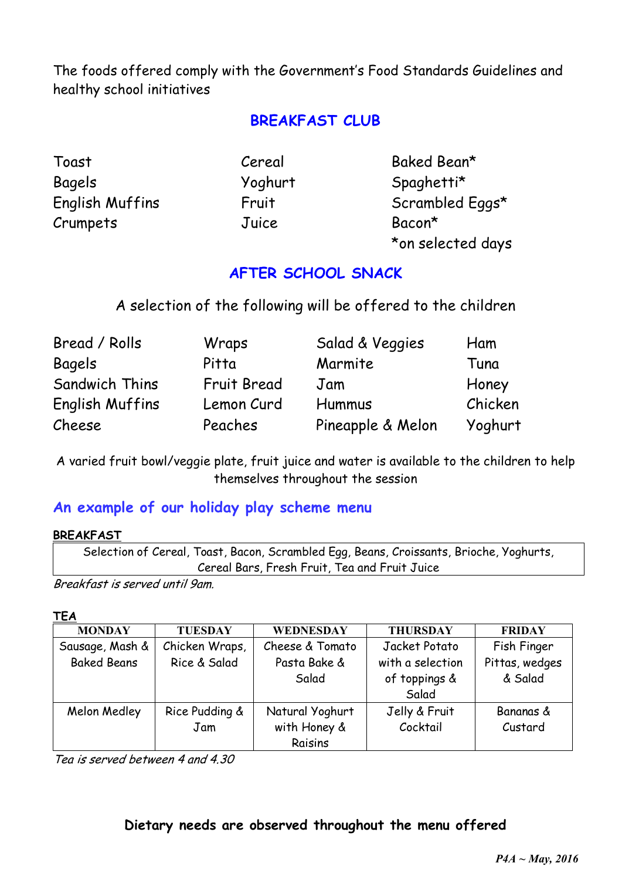The foods offered comply with the Government's Food Standards Guidelines and healthy school initiatives

## BREAKFAST CLUB

| | | |
|---|---|---|
| Toast | Cereal | Baked Bean* |
| Bagels | Yoghurt | Spaghetti* |
| English Muffins | Fruit | Scrambled Eggs* |
| Crumpets | Juice | Bacon* |
| | | *on selected days |

## AFTER SCHOOL SNACK

A selection of the following will be offered to the children

| | | | |
|---|---|---|---|
| Bread / Rolls | Wraps | Salad & Veggies | Ham |
| Bagels | Pitta | Marmite | Tuna |
| Sandwich Thins | Fruit Bread | Jam | Honey |
| English Muffins | Lemon Curd | Hummus | Chicken |
| Cheese | Peaches | Pineapple & Melon | Yoghurt |

A varied fruit bowl/veggie plate, fruit juice and water is available to the children to help themselves throughout the session

## An example of our holiday play scheme menu

**BREAKFAST**

| |
|---|
| Selection of Cereal, Toast, Bacon, Scrambled Egg, Beans, Croissants, Brioche, Yoghurts, Cereal Bars, Fresh Fruit, Tea and Fruit Juice |

*Breakfast is served until 9am.*

**TEA**

| MONDAY | TUESDAY | WEDNESDAY | THURSDAY | FRIDAY |
|---|---|---|---|---|
| Sausage, Mash & Baked Beans | Chicken Wraps, Rice & Salad | Cheese & Tomato Pasta Bake & Salad | Jacket Potato with a selection of toppings & Salad | Fish Finger Pittas, wedges & Salad |
| Melon Medley | Rice Pudding & Jam | Natural Yoghurt with Honey & Raisins | Jelly & Fruit Cocktail | Bananas & Custard |

*Tea is served between 4 and 4.30*

**Dietary needs are observed throughout the menu offered**

*P4A ~ May, 2016*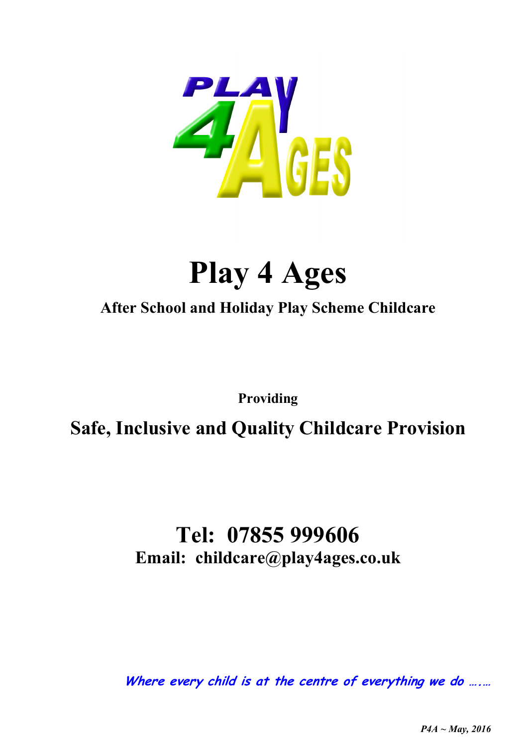PLAY 4 AGES

# Play 4 Ages

## After School and Holiday Play Scheme Childcare

**Providing**

## Safe, Inclusive and Quality Childcare Provision

# Tel: 07855 999606

## Email: childcare@play4ages.co.uk

***Where every child is at the centre of everything we do …….***

***P4A ~ May, 2016***